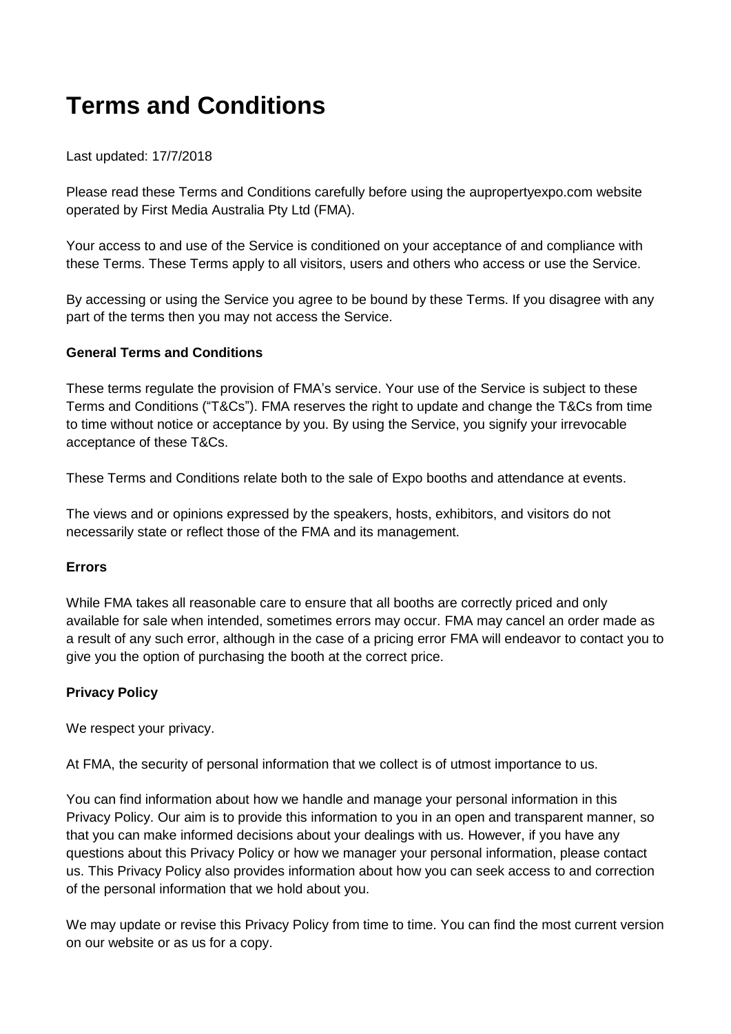# Terms and Conditions

Last updated: 17/7/2018

Please read these Terms and Conditions carefully before using the aupropertyexpo.com website operated by First Media Australia Pty Ltd (FMA).

Your access to and use of the Service is conditioned on your acceptance of and compliance with these Terms. These Terms apply to all visitors, users and others who access or use the Service.

By accessing or using the Service you agree to be bound by these Terms. If you disagree with any part of the terms then you may not access the Service.

**General Terms and Conditions**

These terms regulate the provision of FMA's service. Your use of the Service is subject to these Terms and Conditions ("T&Cs"). FMA reserves the right to update and change the T&Cs from time to time without notice or acceptance by you. By using the Service, you signify your irrevocable acceptance of these T&Cs.

These Terms and Conditions relate both to the sale of Expo booths and attendance at events.

The views and or opinions expressed by the speakers, hosts, exhibitors, and visitors do not necessarily state or reflect those of the FMA and its management.

**Errors**

While FMA takes all reasonable care to ensure that all booths are correctly priced and only available for sale when intended, sometimes errors may occur. FMA may cancel an order made as a result of any such error, although in the case of a pricing error FMA will endeavor to contact you to give you the option of purchasing the booth at the correct price.

**Privacy Policy**

We respect your privacy.

At FMA, the security of personal information that we collect is of utmost importance to us.

You can find information about how we handle and manage your personal information in this Privacy Policy. Our aim is to provide this information to you in an open and transparent manner, so that you can make informed decisions about your dealings with us. However, if you have any questions about this Privacy Policy or how we manager your personal information, please contact us. This Privacy Policy also provides information about how you can seek access to and correction of the personal information that we hold about you.

We may update or revise this Privacy Policy from time to time. You can find the most current version on our website or as us for a copy.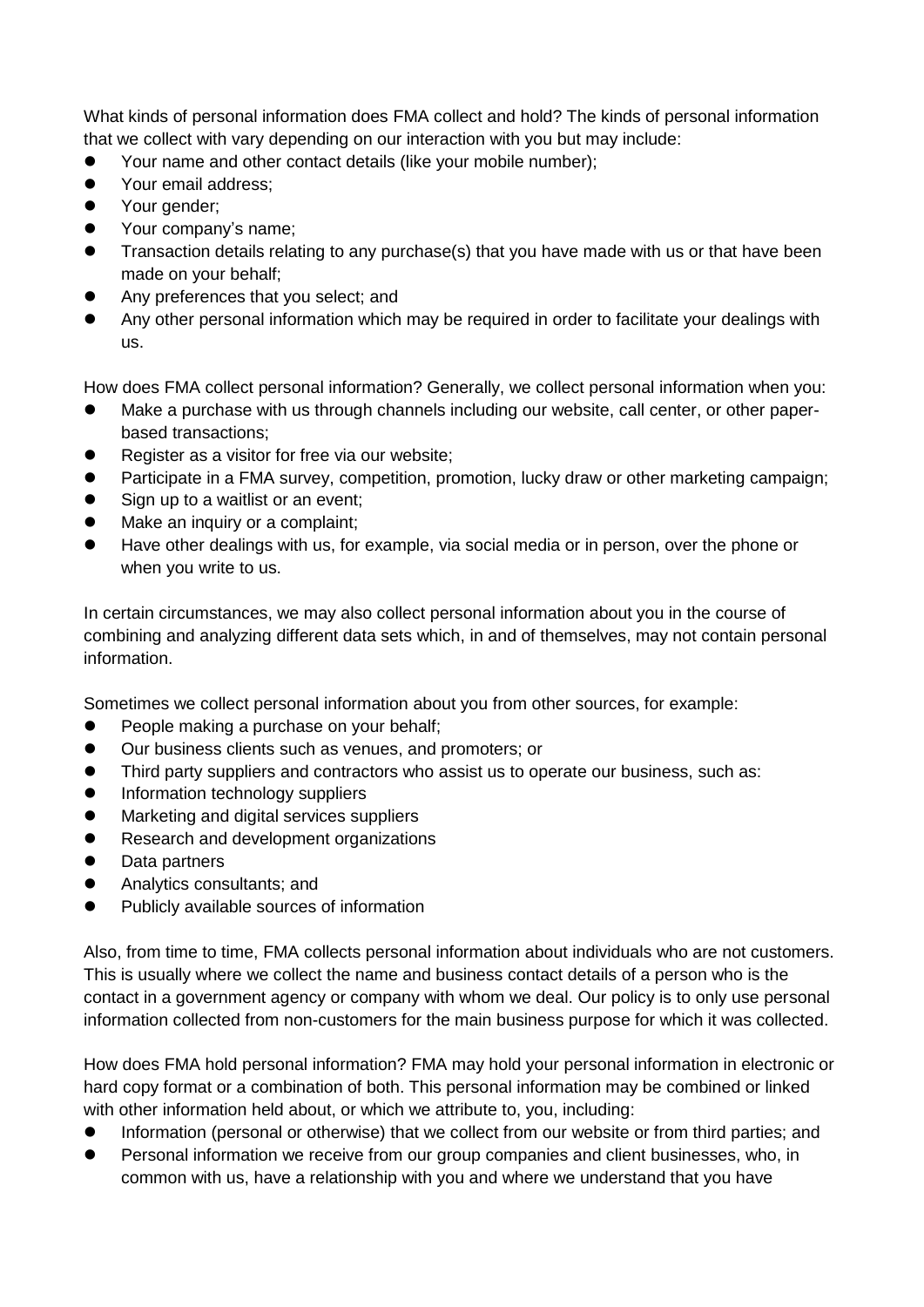What kinds of personal information does FMA collect and hold? The kinds of personal information that we collect with vary depending on our interaction with you but may include:

- Your name and other contact details (like your mobile number);
- Your email address;
- Your gender;
- Your company's name;
- Transaction details relating to any purchase(s) that you have made with us or that have been made on your behalf;
- Any preferences that you select; and
- Any other personal information which may be required in order to facilitate your dealings with us.

How does FMA collect personal information? Generally, we collect personal information when you:

- Make a purchase with us through channels including our website, call center, or other paper-based transactions;
- Register as a visitor for free via our website;
- Participate in a FMA survey, competition, promotion, lucky draw or other marketing campaign;
- Sign up to a waitlist or an event;
- Make an inquiry or a complaint;
- Have other dealings with us, for example, via social media or in person, over the phone or when you write to us.

In certain circumstances, we may also collect personal information about you in the course of combining and analyzing different data sets which, in and of themselves, may not contain personal information.

Sometimes we collect personal information about you from other sources, for example:

- People making a purchase on your behalf;
- Our business clients such as venues, and promoters; or
- Third party suppliers and contractors who assist us to operate our business, such as:
- Information technology suppliers
- Marketing and digital services suppliers
- Research and development organizations
- Data partners
- Analytics consultants; and
- Publicly available sources of information

Also, from time to time, FMA collects personal information about individuals who are not customers. This is usually where we collect the name and business contact details of a person who is the contact in a government agency or company with whom we deal. Our policy is to only use personal information collected from non-customers for the main business purpose for which it was collected.

How does FMA hold personal information? FMA may hold your personal information in electronic or hard copy format or a combination of both. This personal information may be combined or linked with other information held about, or which we attribute to, you, including:

- Information (personal or otherwise) that we collect from our website or from third parties; and
- Personal information we receive from our group companies and client businesses, who, in common with us, have a relationship with you and where we understand that you have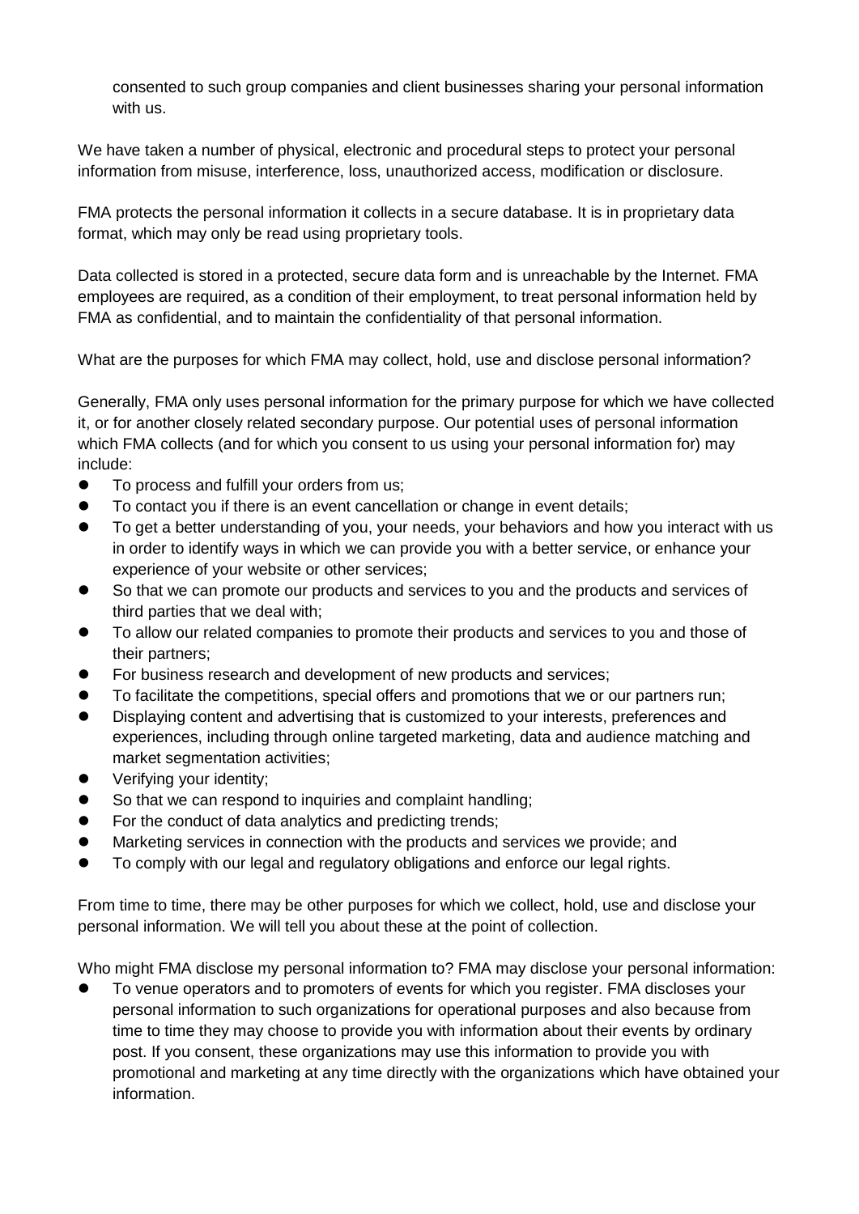consented to such group companies and client businesses sharing your personal information with us.

We have taken a number of physical, electronic and procedural steps to protect your personal information from misuse, interference, loss, unauthorized access, modification or disclosure.

FMA protects the personal information it collects in a secure database. It is in proprietary data format, which may only be read using proprietary tools.

Data collected is stored in a protected, secure data form and is unreachable by the Internet. FMA employees are required, as a condition of their employment, to treat personal information held by FMA as confidential, and to maintain the confidentiality of that personal information.

What are the purposes for which FMA may collect, hold, use and disclose personal information?

Generally, FMA only uses personal information for the primary purpose for which we have collected it, or for another closely related secondary purpose. Our potential uses of personal information which FMA collects (and for which you consent to us using your personal information for) may include:

- To process and fulfill your orders from us;
- To contact you if there is an event cancellation or change in event details;
- To get a better understanding of you, your needs, your behaviors and how you interact with us in order to identify ways in which we can provide you with a better service, or enhance your experience of your website or other services;
- So that we can promote our products and services to you and the products and services of third parties that we deal with;
- To allow our related companies to promote their products and services to you and those of their partners;
- For business research and development of new products and services;
- To facilitate the competitions, special offers and promotions that we or our partners run;
- Displaying content and advertising that is customized to your interests, preferences and experiences, including through online targeted marketing, data and audience matching and market segmentation activities;
- Verifying your identity;
- So that we can respond to inquiries and complaint handling;
- For the conduct of data analytics and predicting trends;
- Marketing services in connection with the products and services we provide; and
- To comply with our legal and regulatory obligations and enforce our legal rights.

From time to time, there may be other purposes for which we collect, hold, use and disclose your personal information. We will tell you about these at the point of collection.

Who might FMA disclose my personal information to? FMA may disclose your personal information:

- To venue operators and to promoters of events for which you register. FMA discloses your personal information to such organizations for operational purposes and also because from time to time they may choose to provide you with information about their events by ordinary post. If you consent, these organizations may use this information to provide you with promotional and marketing at any time directly with the organizations which have obtained your information.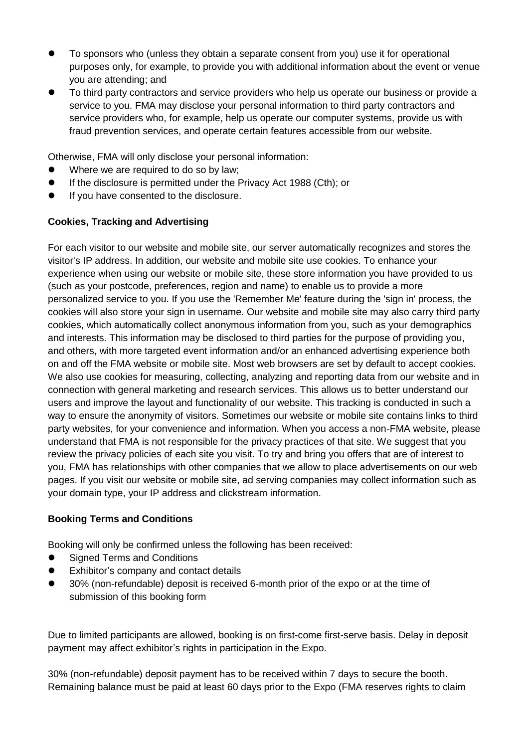- To sponsors who (unless they obtain a separate consent from you) use it for operational purposes only, for example, to provide you with additional information about the event or venue you are attending; and
- To third party contractors and service providers who help us operate our business or provide a service to you. FMA may disclose your personal information to third party contractors and service providers who, for example, help us operate our computer systems, provide us with fraud prevention services, and operate certain features accessible from our website.

Otherwise, FMA will only disclose your personal information:

- Where we are required to do so by law;
- If the disclosure is permitted under the Privacy Act 1988 (Cth); or
- If you have consented to the disclosure.

**Cookies, Tracking and Advertising**

For each visitor to our website and mobile site, our server automatically recognizes and stores the visitor's IP address. In addition, our website and mobile site use cookies. To enhance your experience when using our website or mobile site, these store information you have provided to us (such as your postcode, preferences, region and name) to enable us to provide a more personalized service to you. If you use the 'Remember Me' feature during the 'sign in' process, the cookies will also store your sign in username. Our website and mobile site may also carry third party cookies, which automatically collect anonymous information from you, such as your demographics and interests. This information may be disclosed to third parties for the purpose of providing you, and others, with more targeted event information and/or an enhanced advertising experience both on and off the FMA website or mobile site. Most web browsers are set by default to accept cookies. We also use cookies for measuring, collecting, analyzing and reporting data from our website and in connection with general marketing and research services. This allows us to better understand our users and improve the layout and functionality of our website. This tracking is conducted in such a way to ensure the anonymity of visitors. Sometimes our website or mobile site contains links to third party websites, for your convenience and information. When you access a non-FMA website, please understand that FMA is not responsible for the privacy practices of that site. We suggest that you review the privacy policies of each site you visit. To try and bring you offers that are of interest to you, FMA has relationships with other companies that we allow to place advertisements on our web pages. If you visit our website or mobile site, ad serving companies may collect information such as your domain type, your IP address and clickstream information.

**Booking Terms and Conditions**

Booking will only be confirmed unless the following has been received:

- Signed Terms and Conditions
- Exhibitor's company and contact details
- 30% (non-refundable) deposit is received 6-month prior of the expo or at the time of submission of this booking form

Due to limited participants are allowed, booking is on first-come first-serve basis. Delay in deposit payment may affect exhibitor's rights in participation in the Expo.

30% (non-refundable) deposit payment has to be received within 7 days to secure the booth. Remaining balance must be paid at least 60 days prior to the Expo (FMA reserves rights to claim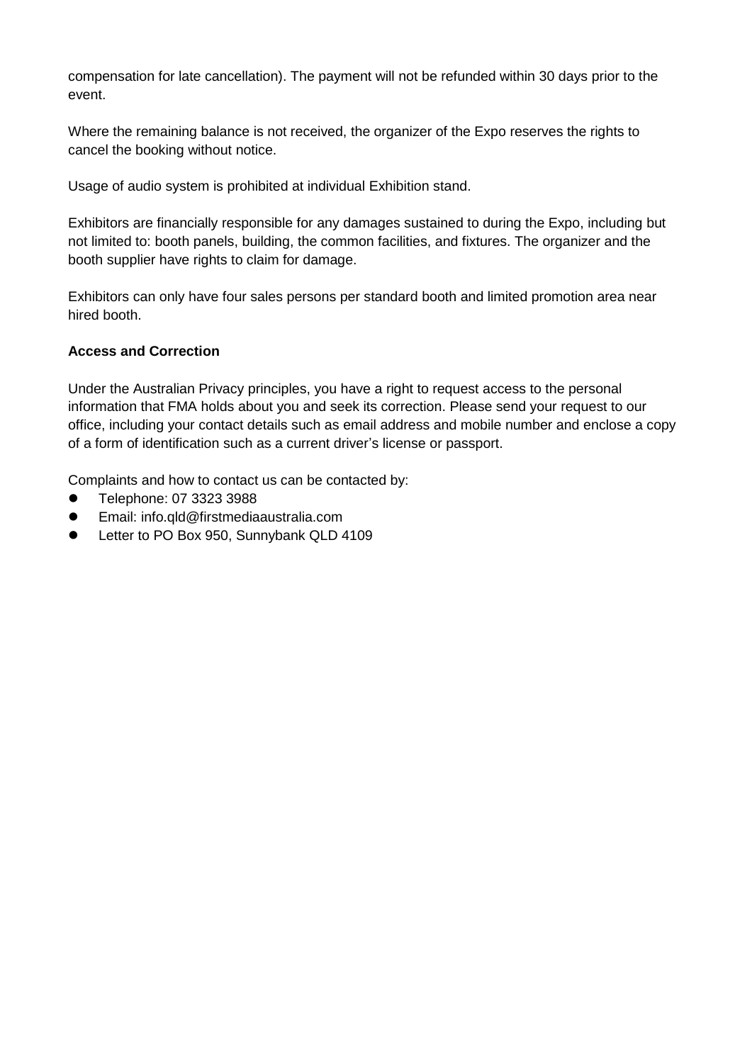compensation for late cancellation). The payment will not be refunded within 30 days prior to the event.

Where the remaining balance is not received, the organizer of the Expo reserves the rights to cancel the booking without notice.

Usage of audio system is prohibited at individual Exhibition stand.

Exhibitors are financially responsible for any damages sustained to during the Expo, including but not limited to: booth panels, building, the common facilities, and fixtures. The organizer and the booth supplier have rights to claim for damage.

Exhibitors can only have four sales persons per standard booth and limited promotion area near hired booth.

**Access and Correction**

Under the Australian Privacy principles, you have a right to request access to the personal information that FMA holds about you and seek its correction. Please send your request to our office, including your contact details such as email address and mobile number and enclose a copy of a form of identification such as a current driver's license or passport.

Complaints and how to contact us can be contacted by:

- Telephone: 07 3323 3988
- Email: info.qld@firstmediaaustralia.com
- Letter to PO Box 950, Sunnybank QLD 4109